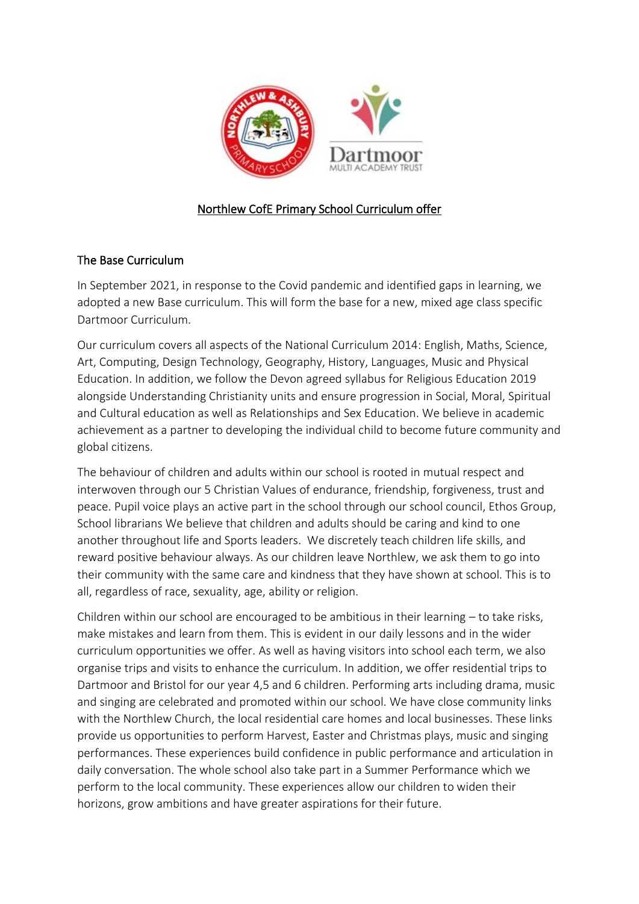# Northlew CofE Primary School Curriculum offer

## The Base Curriculum

In September 2021, in response to the Covid pandemic and identified gaps in learning, we adopted a new Base curriculum. This will form the base for a new, mixed age class specific Dartmoor Curriculum.

Our curriculum covers all aspects of the National Curriculum 2014: English, Maths, Science, Art, Computing, Design Technology, Geography, History, Languages, Music and Physical Education. In addition, we follow the Devon agreed syllabus for Religious Education 2019 alongside Understanding Christianity units and ensure progression in Social, Moral, Spiritual and Cultural education as well as Relationships and Sex Education. We believe in academic achievement as a partner to developing the individual child to become future community and global citizens.

The behaviour of children and adults within our school is rooted in mutual respect and interwoven through our 5 Christian Values of endurance, friendship, forgiveness, trust and peace. Pupil voice plays an active part in the school through our school council, Ethos Group, School librarians We believe that children and adults should be caring and kind to one another throughout life and Sports leaders. We discretely teach children life skills, and reward positive behaviour always. As our children leave Northlew, we ask them to go into their community with the same care and kindness that they have shown at school. This is to all, regardless of race, sexuality, age, ability or religion.

Children within our school are encouraged to be ambitious in their learning – to take risks, make mistakes and learn from them. This is evident in our daily lessons and in the wider curriculum opportunities we offer. As well as having visitors into school each term, we also organise trips and visits to enhance the curriculum. In addition, we offer residential trips to Dartmoor and Bristol for our year 4,5 and 6 children. Performing arts including drama, music and singing are celebrated and promoted within our school. We have close community links with the Northlew Church, the local residential care homes and local businesses. These links provide us opportunities to perform Harvest, Easter and Christmas plays, music and singing performances. These experiences build confidence in public performance and articulation in daily conversation. The whole school also take part in a Summer Performance which we perform to the local community. These experiences allow our children to widen their horizons, grow ambitions and have greater aspirations for their future.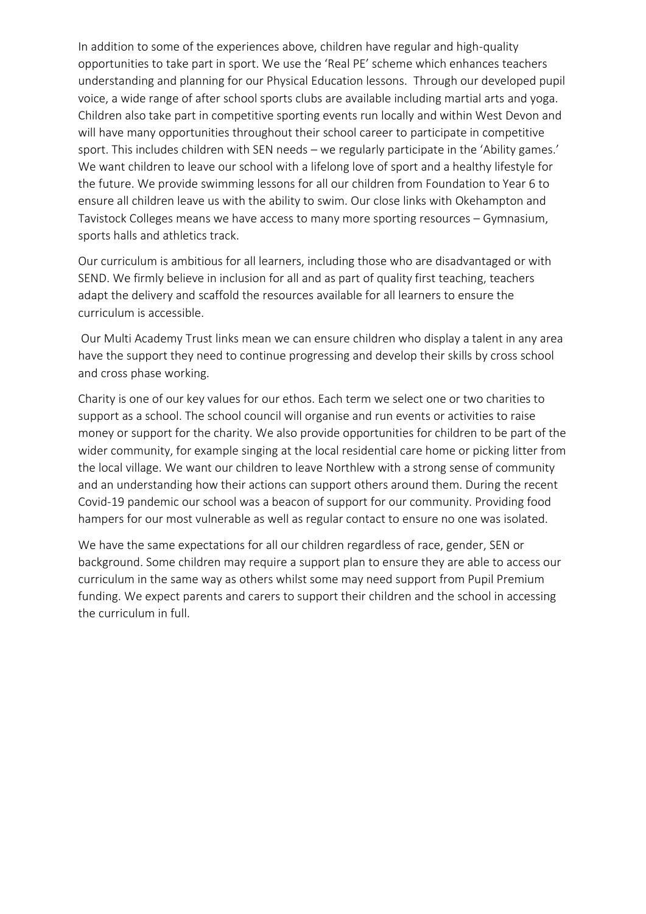In addition to some of the experiences above, children have regular and high-quality opportunities to take part in sport. We use the 'Real PE' scheme which enhances teachers understanding and planning for our Physical Education lessons. Through our developed pupil voice, a wide range of after school sports clubs are available including martial arts and yoga. Children also take part in competitive sporting events run locally and within West Devon and will have many opportunities throughout their school career to participate in competitive sport. This includes children with SEN needs – we regularly participate in the 'Ability games.' We want children to leave our school with a lifelong love of sport and a healthy lifestyle for the future. We provide swimming lessons for all our children from Foundation to Year 6 to ensure all children leave us with the ability to swim. Our close links with Okehampton and Tavistock Colleges means we have access to many more sporting resources – Gymnasium, sports halls and athletics track.

Our curriculum is ambitious for all learners, including those who are disadvantaged or with SEND. We firmly believe in inclusion for all and as part of quality first teaching, teachers adapt the delivery and scaffold the resources available for all learners to ensure the curriculum is accessible.

Our Multi Academy Trust links mean we can ensure children who display a talent in any area have the support they need to continue progressing and develop their skills by cross school and cross phase working.

Charity is one of our key values for our ethos. Each term we select one or two charities to support as a school. The school council will organise and run events or activities to raise money or support for the charity. We also provide opportunities for children to be part of the wider community, for example singing at the local residential care home or picking litter from the local village. We want our children to leave Northlew with a strong sense of community and an understanding how their actions can support others around them. During the recent Covid-19 pandemic our school was a beacon of support for our community. Providing food hampers for our most vulnerable as well as regular contact to ensure no one was isolated.

We have the same expectations for all our children regardless of race, gender, SEN or background. Some children may require a support plan to ensure they are able to access our curriculum in the same way as others whilst some may need support from Pupil Premium funding. We expect parents and carers to support their children and the school in accessing the curriculum in full.